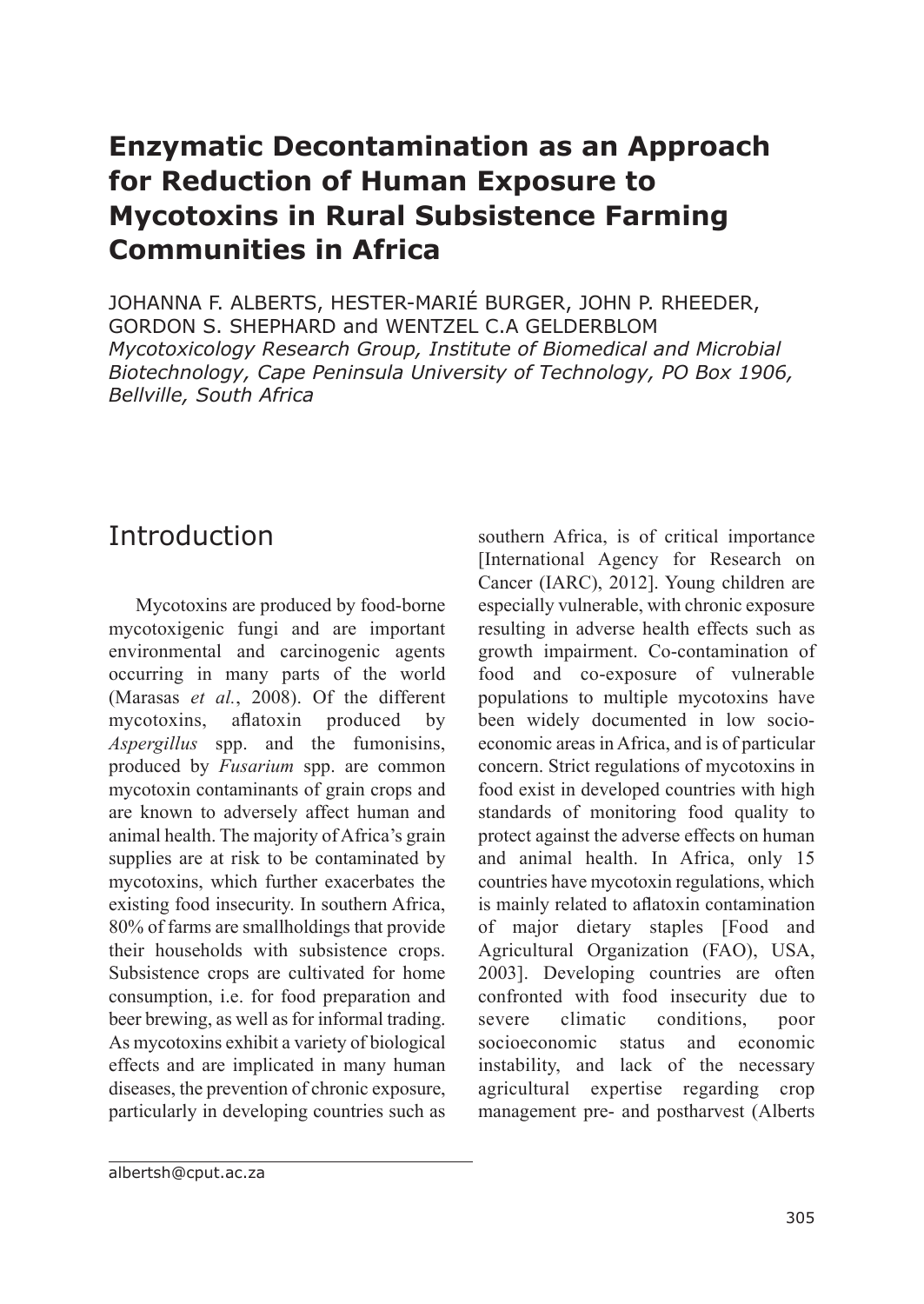# Enzymatic Decontamination as an Approach for Reduction of Human Exposure to Mycotoxins in Rural Subsistence Farming Communities in Africa

JOHANNA F. ALBERTS, HESTER-MARIÉ BURGER, JOHN P. RHEEDER, GORDON S. SHEPHARD and WENTZEL C.A GELDERBLOM

*Mycotoxicology Research Group, Institute of Biomedical and Microbial Biotechnology, Cape Peninsula University of Technology, PO Box 1906, Bellville, South Africa*

## Introduction

Mycotoxins are produced by food-borne mycotoxigenic fungi and are important environmental and carcinogenic agents occurring in many parts of the world (Marasas *et al.*, 2008). Of the different mycotoxins, aflatoxin produced by *Aspergillus* spp. and the fumonisins, produced by *Fusarium* spp. are common mycotoxin contaminants of grain crops and are known to adversely affect human and animal health. The majority of Africa's grain supplies are at risk to be contaminated by mycotoxins, which further exacerbates the existing food insecurity. In southern Africa, 80% of farms are smallholdings that provide their households with subsistence crops. Subsistence crops are cultivated for home consumption, i.e. for food preparation and beer brewing, as well as for informal trading. As mycotoxins exhibit a variety of biological effects and are implicated in many human diseases, the prevention of chronic exposure, particularly in developing countries such as southern Africa, is of critical importance [International Agency for Research on Cancer (IARC), 2012]. Young children are especially vulnerable, with chronic exposure resulting in adverse health effects such as growth impairment. Co-contamination of food and co-exposure of vulnerable populations to multiple mycotoxins have been widely documented in low socio-economic areas in Africa, and is of particular concern. Strict regulations of mycotoxins in food exist in developed countries with high standards of monitoring food quality to protect against the adverse effects on human and animal health. In Africa, only 15 countries have mycotoxin regulations, which is mainly related to aflatoxin contamination of major dietary staples [Food and Agricultural Organization (FAO), USA, 2003]. Developing countries are often confronted with food insecurity due to severe climatic conditions, poor socioeconomic status and economic instability, and lack of the necessary agricultural expertise regarding crop management pre- and postharvest (Alberts

albertsh@cput.ac.za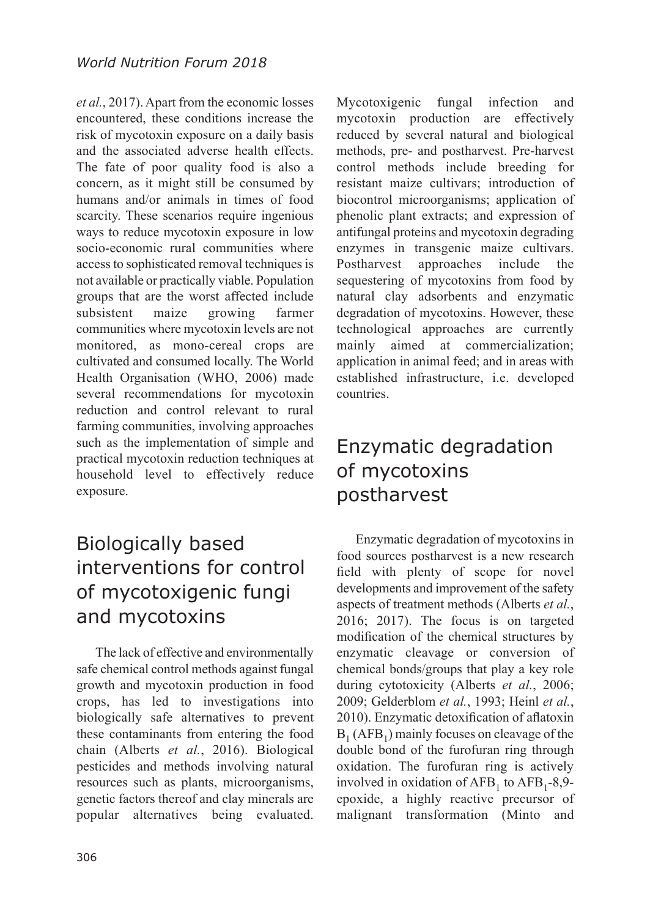*et al.*, 2017). Apart from the economic losses encountered, these conditions increase the risk of mycotoxin exposure on a daily basis and the associated adverse health effects. The fate of poor quality food is also a concern, as it might still be consumed by humans and/or animals in times of food scarcity. These scenarios require ingenious ways to reduce mycotoxin exposure in low socio-economic rural communities where access to sophisticated removal techniques is not available or practically viable. Population groups that are the worst affected include subsistent maize growing farmer communities where mycotoxin levels are not monitored, as mono-cereal crops are cultivated and consumed locally. The World Health Organisation (WHO, 2006) made several recommendations for mycotoxin reduction and control relevant to rural farming communities, involving approaches such as the implementation of simple and practical mycotoxin reduction techniques at household level to effectively reduce exposure.

## Biologically based interventions for control of mycotoxigenic fungi and mycotoxins

The lack of effective and environmentally safe chemical control methods against fungal growth and mycotoxin production in food crops, has led to investigations into biologically safe alternatives to prevent these contaminants from entering the food chain (Alberts *et al.*, 2016). Biological pesticides and methods involving natural resources such as plants, microorganisms, genetic factors thereof and clay minerals are popular alternatives being evaluated. Mycotoxigenic fungal infection and mycotoxin production are effectively reduced by several natural and biological methods, pre- and postharvest. Pre-harvest control methods include breeding for resistant maize cultivars; introduction of biocontrol microorganisms; application of phenolic plant extracts; and expression of antifungal proteins and mycotoxin degrading enzymes in transgenic maize cultivars. Postharvest approaches include the sequestering of mycotoxins from food by natural clay adsorbents and enzymatic degradation of mycotoxins. However, these technological approaches are currently mainly aimed at commercialization; application in animal feed; and in areas with established infrastructure, i.e. developed countries.

## Enzymatic degradation of mycotoxins postharvest

Enzymatic degradation of mycotoxins in food sources postharvest is a new research field with plenty of scope for novel developments and improvement of the safety aspects of treatment methods (Alberts *et al.*, 2016; 2017). The focus is on targeted modification of the chemical structures by enzymatic cleavage or conversion of chemical bonds/groups that play a key role during cytotoxicity (Alberts *et al.*, 2006; 2009; Gelderblom *et al.*, 1993; Heinl *et al.*, 2010). Enzymatic detoxification of aflatoxin $B_1$ ($AFB_1$) mainly focuses on cleavage of the double bond of the furofuran ring through oxidation. The furofuran ring is actively involved in oxidation of $AFB_1$ to $AFB_1$-8,9-epoxide, a highly reactive precursor of malignant transformation (Minto and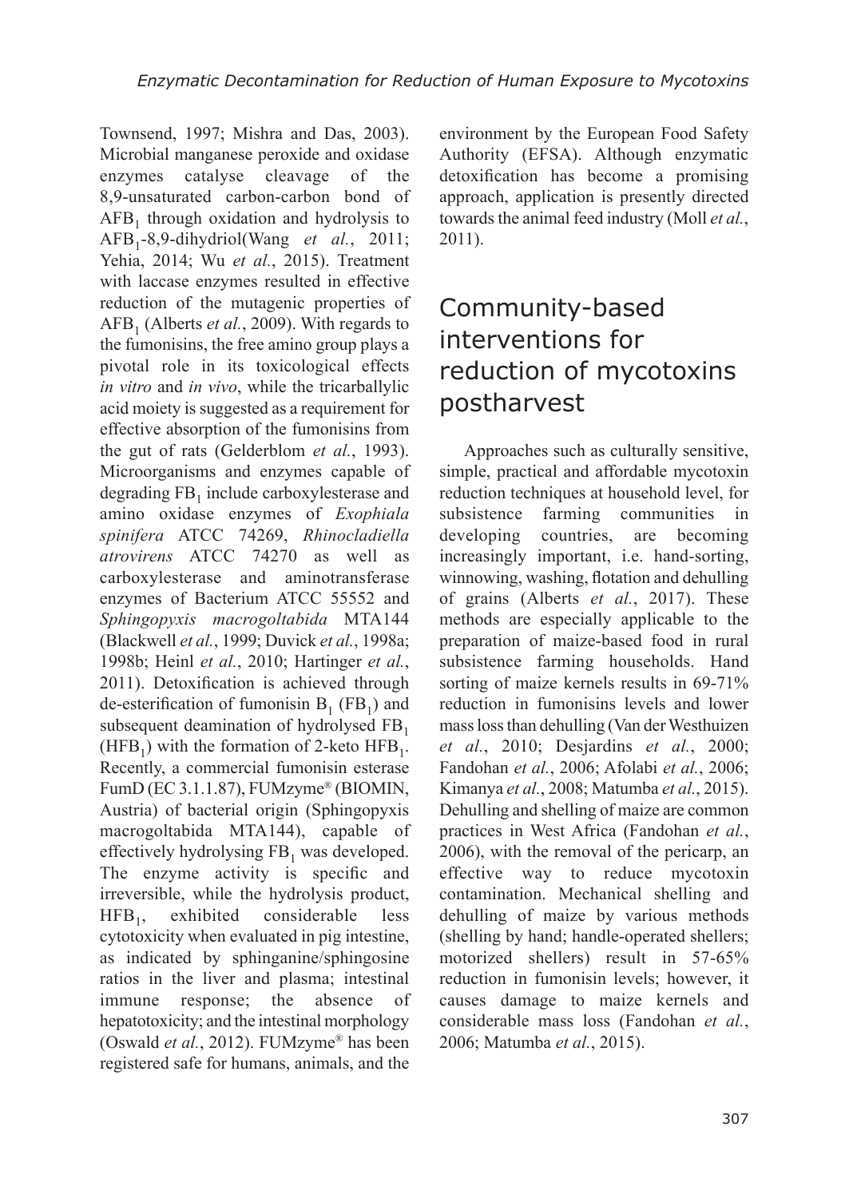Townsend, 1997; Mishra and Das, 2003). Microbial manganese peroxide and oxidase enzymes catalyse cleavage of the 8,9-unsaturated carbon-carbon bond of $AFB_1$ through oxidation and hydrolysis to $AFB_1$-8,9-dihydriol(Wang *et al.*, 2011; Yehia, 2014; Wu *et al.*, 2015). Treatment with laccase enzymes resulted in effective reduction of the mutagenic properties of $AFB_1$ (Alberts *et al.*, 2009). With regards to the fumonisins, the free amino group plays a pivotal role in its toxicological effects *in vitro* and *in vivo*, while the tricarballylic acid moiety is suggested as a requirement for effective absorption of the fumonisins from the gut of rats (Gelderblom *et al.*, 1993). Microorganisms and enzymes capable of degrading $FB_1$ include carboxylesterase and amino oxidase enzymes of *Exophiala spinifera* ATCC 74269, *Rhinocladiella atrovirens* ATCC 74270 as well as carboxylesterase and aminotransferase enzymes of Bacterium ATCC 55552 and *Sphingopyxis macrogoltabida* MTA144 (Blackwell *et al.*, 1999; Duvick *et al.*, 1998a; 1998b; Heinl *et al.*, 2010; Hartinger *et al.*, 2011). Detoxification is achieved through de-esterification of fumonisin $B_1$ ($FB_1$) and subsequent deamination of hydrolysed $FB_1$ ($HFB_1$) with the formation of 2-keto $HFB_1$. Recently, a commercial fumonisin esterase FumD (EC 3.1.1.87), FUMzyme® (BIOMIN, Austria) of bacterial origin (Sphingopyxis macrogoltabida MTA144), capable of effectively hydrolysing $FB_1$ was developed. The enzyme activity is specific and irreversible, while the hydrolysis product, $HFB_1$, exhibited considerable less cytotoxicity when evaluated in pig intestine, as indicated by sphinganine/sphingosine ratios in the liver and plasma; intestinal immune response; the absence of hepatotoxicity; and the intestinal morphology (Oswald *et al.*, 2012). FUMzyme® has been registered safe for humans, animals, and the environment by the European Food Safety Authority (EFSA). Although enzymatic detoxification has become a promising approach, application is presently directed towards the animal feed industry (Moll *et al.*, 2011).

## Community-based interventions for reduction of mycotoxins postharvest

Approaches such as culturally sensitive, simple, practical and affordable mycotoxin reduction techniques at household level, for subsistence farming communities in developing countries, are becoming increasingly important, i.e. hand-sorting, winnowing, washing, flotation and dehulling of grains (Alberts *et al.*, 2017). These methods are especially applicable to the preparation of maize-based food in rural subsistence farming households. Hand sorting of maize kernels results in 69-71% reduction in fumonisins levels and lower mass loss than dehulling (Van der Westhuizen *et al.*, 2010; Desjardins *et al.*, 2000; Fandohan *et al.*, 2006; Afolabi *et al.*, 2006; Kimanya *et al.*, 2008; Matumba *et al.*, 2015). Dehulling and shelling of maize are common practices in West Africa (Fandohan *et al.*, 2006), with the removal of the pericarp, an effective way to reduce mycotoxin contamination. Mechanical shelling and dehulling of maize by various methods (shelling by hand; handle-operated shellers; motorized shellers) result in 57-65% reduction in fumonisin levels; however, it causes damage to maize kernels and considerable mass loss (Fandohan *et al.*, 2006; Matumba *et al.*, 2015).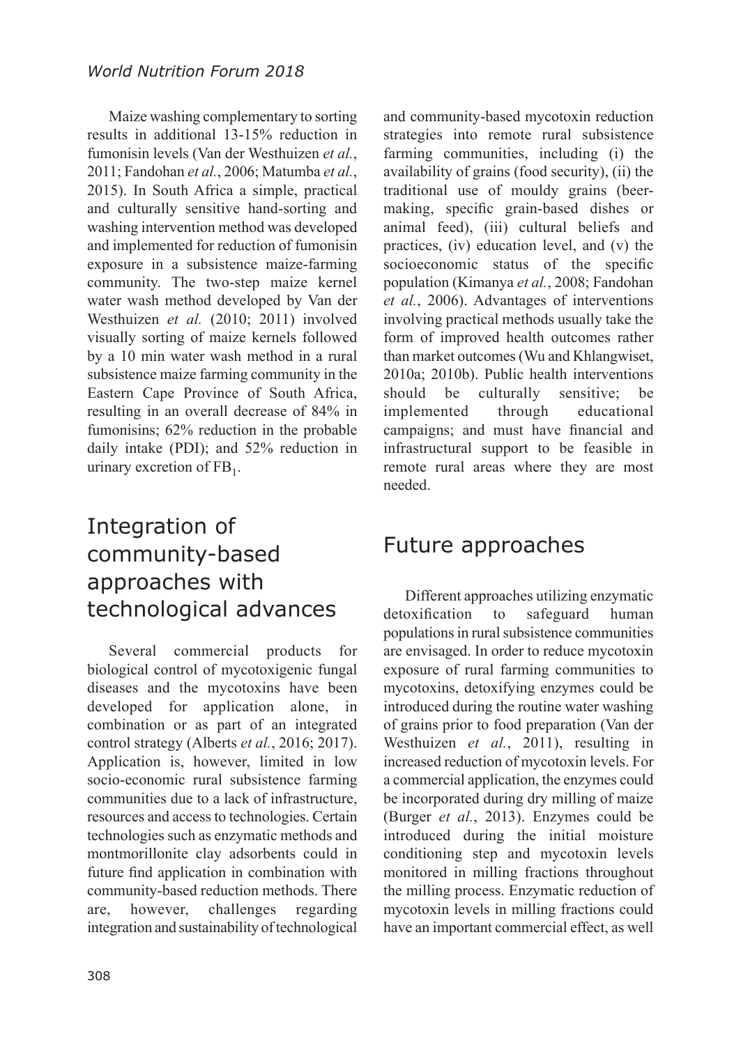Maize washing complementary to sorting results in additional 13-15% reduction in fumonisin levels (Van der Westhuizen *et al.*, 2011; Fandohan *et al.*, 2006; Matumba *et al.*, 2015). In South Africa a simple, practical and culturally sensitive hand-sorting and washing intervention method was developed and implemented for reduction of fumonisin exposure in a subsistence maize-farming community. The two-step maize kernel water wash method developed by Van der Westhuizen *et al.* (2010; 2011) involved visually sorting of maize kernels followed by a 10 min water wash method in a rural subsistence maize farming community in the Eastern Cape Province of South Africa, resulting in an overall decrease of 84% in fumonisins; 62% reduction in the probable daily intake (PDI); and 52% reduction in urinary excretion of $FB_1$.

## Integration of community-based approaches with technological advances

Several commercial products for biological control of mycotoxigenic fungal diseases and the mycotoxins have been developed for application alone, in combination or as part of an integrated control strategy (Alberts *et al.*, 2016; 2017). Application is, however, limited in low socio-economic rural subsistence farming communities due to a lack of infrastructure, resources and access to technologies. Certain technologies such as enzymatic methods and montmorillonite clay adsorbents could in future find application in combination with community-based reduction methods. There are, however, challenges regarding integration and sustainability of technological and community-based mycotoxin reduction strategies into remote rural subsistence farming communities, including (i) the availability of grains (food security), (ii) the traditional use of mouldy grains (beer-making, specific grain-based dishes or animal feed), (iii) cultural beliefs and practices, (iv) education level, and (v) the socioeconomic status of the specific population (Kimanya *et al.*, 2008; Fandohan *et al.*, 2006). Advantages of interventions involving practical methods usually take the form of improved health outcomes rather than market outcomes (Wu and Khlangwiset, 2010a; 2010b). Public health interventions should be culturally sensitive; be implemented through educational campaigns; and must have financial and infrastructural support to be feasible in remote rural areas where they are most needed.

## Future approaches

Different approaches utilizing enzymatic detoxification to safeguard human populations in rural subsistence communities are envisaged. In order to reduce mycotoxin exposure of rural farming communities to mycotoxins, detoxifying enzymes could be introduced during the routine water washing of grains prior to food preparation (Van der Westhuizen *et al.*, 2011), resulting in increased reduction of mycotoxin levels. For a commercial application, the enzymes could be incorporated during dry milling of maize (Burger *et al.*, 2013). Enzymes could be introduced during the initial moisture conditioning step and mycotoxin levels monitored in milling fractions throughout the milling process. Enzymatic reduction of mycotoxin levels in milling fractions could have an important commercial effect, as well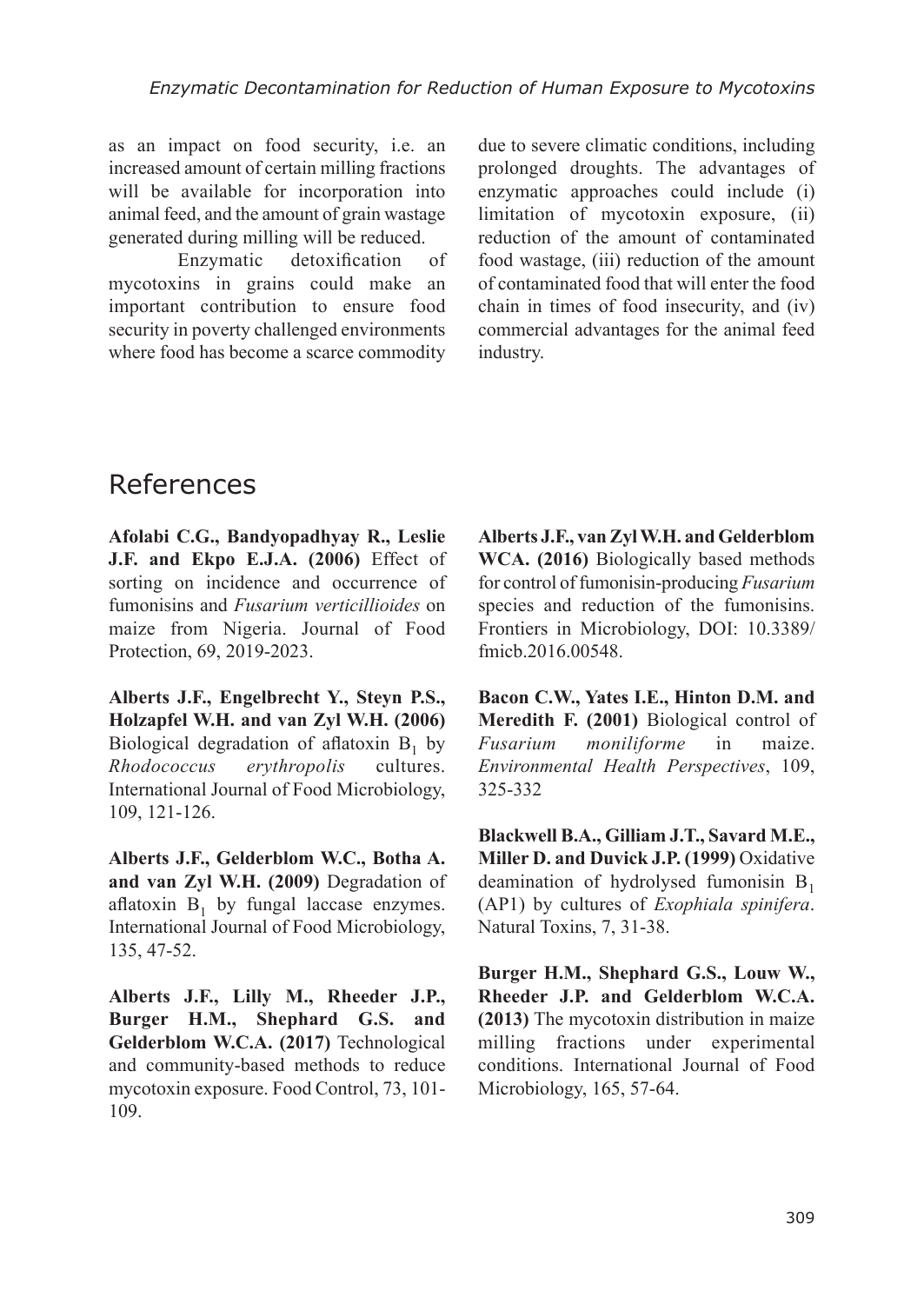as an impact on food security, i.e. an increased amount of certain milling fractions will be available for incorporation into animal feed, and the amount of grain wastage generated during milling will be reduced.

Enzymatic detoxification of mycotoxins in grains could make an important contribution to ensure food security in poverty challenged environments where food has become a scarce commodity due to severe climatic conditions, including prolonged droughts. The advantages of enzymatic approaches could include (i) limitation of mycotoxin exposure, (ii) reduction of the amount of contaminated food wastage, (iii) reduction of the amount of contaminated food that will enter the food chain in times of food insecurity, and (iv) commercial advantages for the animal feed industry.

## References

**Afolabi C.G., Bandyopadhyay R., Leslie J.F. and Ekpo E.J.A. (2006)** Effect of sorting on incidence and occurrence of fumonisins and *Fusarium verticillioides* on maize from Nigeria. Journal of Food Protection, 69, 2019-2023.

**Alberts J.F., Engelbrecht Y., Steyn P.S., Holzapfel W.H. and van Zyl W.H. (2006)** Biological degradation of aflatoxin $B_1$ by *Rhodococcus erythropolis* cultures. International Journal of Food Microbiology, 109, 121-126.

**Alberts J.F., Gelderblom W.C., Botha A. and van Zyl W.H. (2009)** Degradation of aflatoxin $B_1$ by fungal laccase enzymes. International Journal of Food Microbiology, 135, 47-52.

**Alberts J.F., Lilly M., Rheeder J.P., Burger H.M., Shephard G.S. and Gelderblom W.C.A. (2017)** Technological and community-based methods to reduce mycotoxin exposure. Food Control, 73, 101-109.

**Alberts J.F., van Zyl W.H. and Gelderblom WCA. (2016)** Biologically based methods for control of fumonisin-producing *Fusarium* species and reduction of the fumonisins. Frontiers in Microbiology, DOI: 10.3389/fmicb.2016.00548.

**Bacon C.W., Yates I.E., Hinton D.M. and Meredith F. (2001)** Biological control of *Fusarium moniliforme* in maize. *Environmental Health Perspectives*, 109, 325-332

**Blackwell B.A., Gilliam J.T., Savard M.E., Miller D. and Duvick J.P. (1999)** Oxidative deamination of hydrolysed fumonisin $B_1$ (AP1) by cultures of *Exophiala spinifera*. Natural Toxins, 7, 31-38.

**Burger H.M., Shephard G.S., Louw W., Rheeder J.P. and Gelderblom W.C.A. (2013)** The mycotoxin distribution in maize milling fractions under experimental conditions. International Journal of Food Microbiology, 165, 57-64.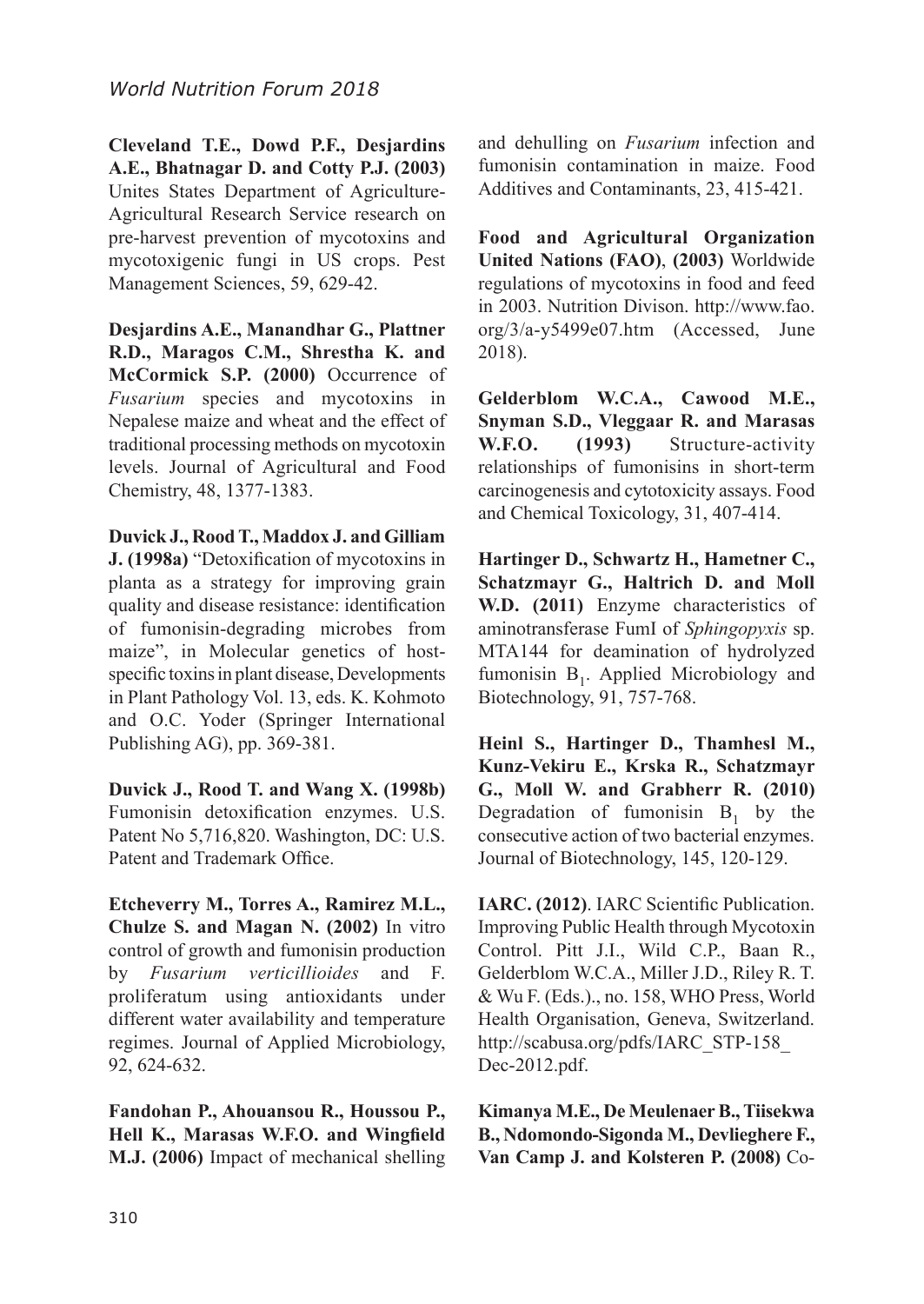**Cleveland T.E., Dowd P.F., Desjardins A.E., Bhatnagar D. and Cotty P.J. (2003)** Unites States Department of Agriculture-Agricultural Research Service research on pre-harvest prevention of mycotoxins and mycotoxigenic fungi in US crops. Pest Management Sciences, 59, 629-42.

**Desjardins A.E., Manandhar G., Plattner R.D., Maragos C.M., Shrestha K. and McCormick S.P. (2000)** Occurrence of *Fusarium* species and mycotoxins in Nepalese maize and wheat and the effect of traditional processing methods on mycotoxin levels. Journal of Agricultural and Food Chemistry, 48, 1377-1383.

**Duvick J., Rood T., Maddox J. and Gilliam J. (1998a)** "Detoxification of mycotoxins in planta as a strategy for improving grain quality and disease resistance: identification of fumonisin-degrading microbes from maize", in Molecular genetics of host-specific toxins in plant disease, Developments in Plant Pathology Vol. 13, eds. K. Kohmoto and O.C. Yoder (Springer International Publishing AG), pp. 369-381.

**Duvick J., Rood T. and Wang X. (1998b)** Fumonisin detoxification enzymes. U.S. Patent No 5,716,820. Washington, DC: U.S. Patent and Trademark Office.

**Etcheverry M., Torres A., Ramirez M.L., Chulze S. and Magan N. (2002)** In vitro control of growth and fumonisin production by *Fusarium verticillioides* and F. proliferatum using antioxidants under different water availability and temperature regimes. Journal of Applied Microbiology, 92, 624-632.

**Fandohan P., Ahouansou R., Houssou P., Hell K., Marasas W.F.O. and Wingfield M.J. (2006)** Impact of mechanical shelling and dehulling on *Fusarium* infection and fumonisin contamination in maize. Food Additives and Contaminants, 23, 415-421.

**Food and Agricultural Organization United Nations (FAO)**, **(2003)** Worldwide regulations of mycotoxins in food and feed in 2003. Nutrition Divison. http://www.fao.org/3/a-y5499e07.htm (Accessed, June 2018).

**Gelderblom W.C.A., Cawood M.E., Snyman S.D., Vleggaar R. and Marasas W.F.O. (1993)** Structure-activity relationships of fumonisins in short-term carcinogenesis and cytotoxicity assays. Food and Chemical Toxicology, 31, 407-414.

**Hartinger D., Schwartz H., Hametner C., Schatzmayr G., Haltrich D. and Moll W.D. (2011)** Enzyme characteristics of aminotransferase FumI of *Sphingopyxis* sp. MTA144 for deamination of hydrolyzed fumonisin $B_1$. Applied Microbiology and Biotechnology, 91, 757-768.

**Heinl S., Hartinger D., Thamhesl M., Kunz-Vekiru E., Krska R., Schatzmayr G., Moll W. and Grabherr R. (2010)** Degradation of fumonisin $B_1$ by the consecutive action of two bacterial enzymes. Journal of Biotechnology, 145, 120-129.

**IARC. (2012)**. IARC Scientific Publication. Improving Public Health through Mycotoxin Control. Pitt J.I., Wild C.P., Baan R., Gelderblom W.C.A., Miller J.D., Riley R. T. & Wu F. (Eds.)., no. 158, WHO Press, World Health Organisation, Geneva, Switzerland. http://scabusa.org/pdfs/IARC_STP-158_Dec-2012.pdf.

**Kimanya M.E., De Meulenaer B., Tiisekwa B., Ndomondo-Sigonda M., Devlieghere F., Van Camp J. and Kolsteren P. (2008)** Co-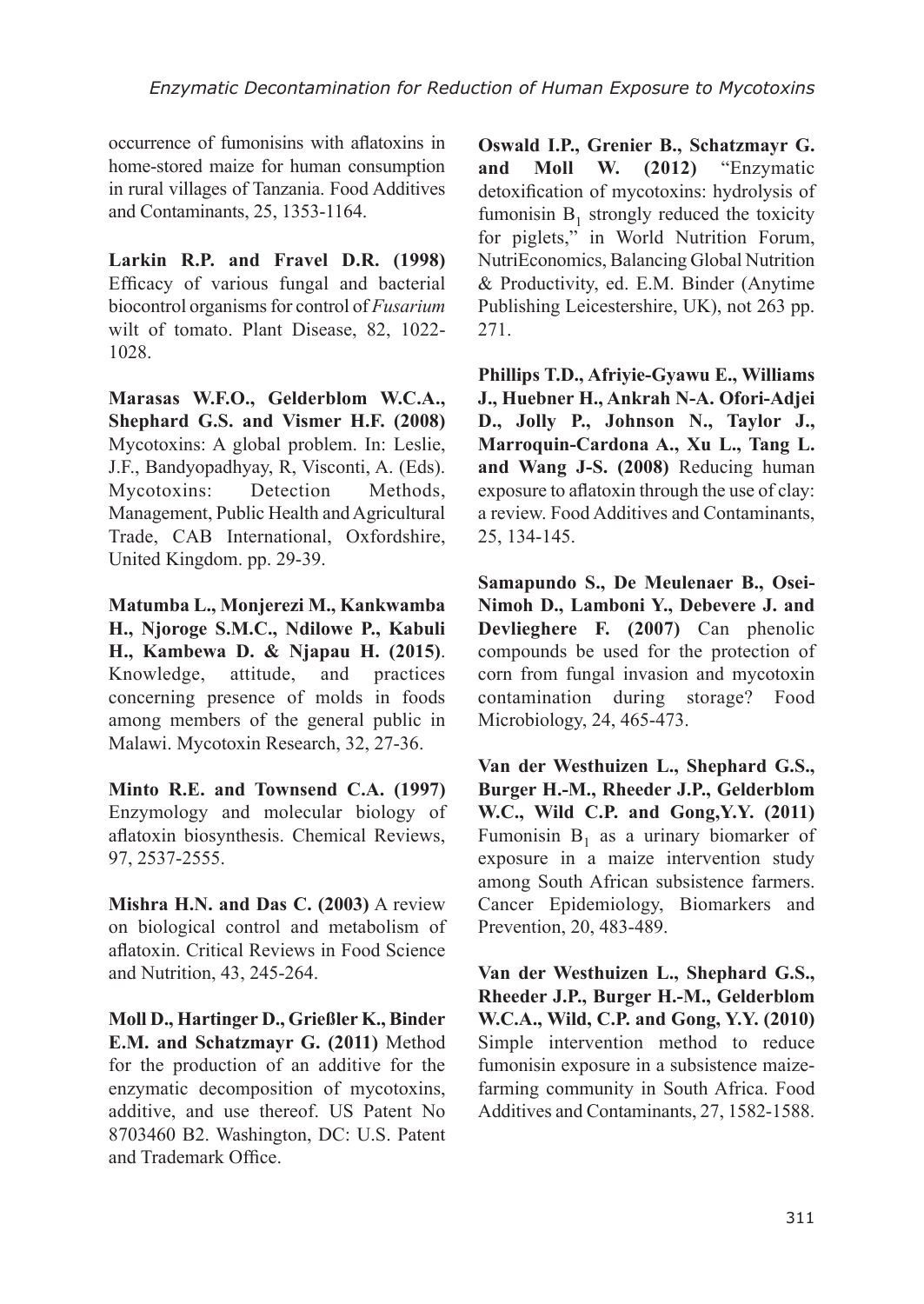occurrence of fumonisins with aflatoxins in home-stored maize for human consumption in rural villages of Tanzania. Food Additives and Contaminants, 25, 1353-1164.

**Larkin R.P. and Fravel D.R. (1998)** Efficacy of various fungal and bacterial biocontrol organisms for control of *Fusarium* wilt of tomato. Plant Disease, 82, 1022-1028.

**Marasas W.F.O., Gelderblom W.C.A., Shephard G.S. and Vismer H.F. (2008)** Mycotoxins: A global problem. In: Leslie, J.F., Bandyopadhyay, R, Visconti, A. (Eds). Mycotoxins: Detection Methods, Management, Public Health and Agricultural Trade, CAB International, Oxfordshire, United Kingdom. pp. 29-39.

**Matumba L., Monjerezi M., Kankwamba H., Njoroge S.M.C., Ndilowe P., Kabuli H., Kambewa D. & Njapau H. (2015)**. Knowledge, attitude, and practices concerning presence of molds in foods among members of the general public in Malawi. Mycotoxin Research, 32, 27-36.

**Minto R.E. and Townsend C.A. (1997)** Enzymology and molecular biology of aflatoxin biosynthesis. Chemical Reviews, 97, 2537-2555.

**Mishra H.N. and Das C. (2003)** A review on biological control and metabolism of aflatoxin. Critical Reviews in Food Science and Nutrition, 43, 245-264.

**Moll D., Hartinger D., Grießler K., Binder E.M. and Schatzmayr G. (2011)** Method for the production of an additive for the enzymatic decomposition of mycotoxins, additive, and use thereof. US Patent No 8703460 B2. Washington, DC: U.S. Patent and Trademark Office.

**Oswald I.P., Grenier B., Schatzmayr G. and Moll W. (2012)** "Enzymatic detoxification of mycotoxins: hydrolysis of fumonisin $B_1$ strongly reduced the toxicity for piglets," in World Nutrition Forum, NutriEconomics, Balancing Global Nutrition & Productivity, ed. E.M. Binder (Anytime Publishing Leicestershire, UK), not 263 pp. 271.

**Phillips T.D., Afriyie-Gyawu E., Williams J., Huebner H., Ankrah N-A. Ofori-Adjei D., Jolly P., Johnson N., Taylor J., Marroquin-Cardona A., Xu L., Tang L. and Wang J-S. (2008)** Reducing human exposure to aflatoxin through the use of clay: a review. Food Additives and Contaminants, 25, 134-145.

**Samapundo S., De Meulenaer B., Osei-Nimoh D., Lamboni Y., Debevere J. and Devlieghere F. (2007)** Can phenolic compounds be used for the protection of corn from fungal invasion and mycotoxin contamination during storage? Food Microbiology, 24, 465-473.

**Van der Westhuizen L., Shephard G.S., Burger H.-M., Rheeder J.P., Gelderblom W.C., Wild C.P. and Gong,Y.Y. (2011)** Fumonisin $B_1$ as a urinary biomarker of exposure in a maize intervention study among South African subsistence farmers. Cancer Epidemiology, Biomarkers and Prevention, 20, 483-489.

**Van der Westhuizen L., Shephard G.S., Rheeder J.P., Burger H.-M., Gelderblom W.C.A., Wild, C.P. and Gong, Y.Y. (2010)** Simple intervention method to reduce fumonisin exposure in a subsistence maize-farming community in South Africa. Food Additives and Contaminants, 27, 1582-1588.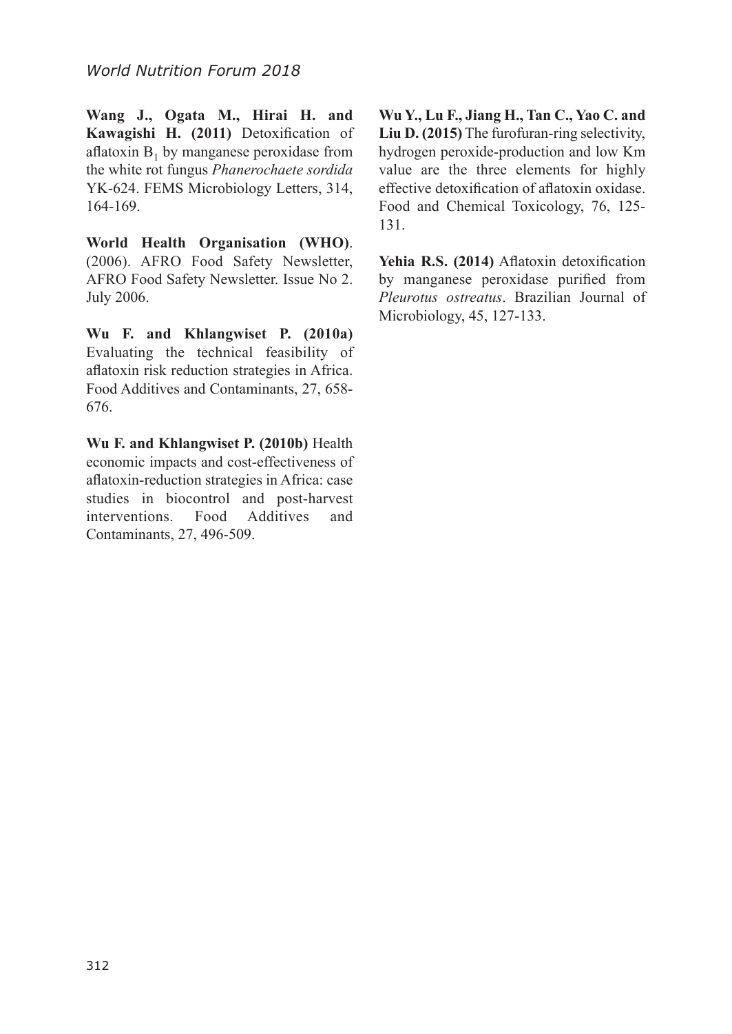**Wang J., Ogata M., Hirai H. and Kawagishi H. (2011)** Detoxification of aflatoxin $B_1$ by manganese peroxidase from the white rot fungus *Phanerochaete sordida* YK-624. FEMS Microbiology Letters, 314, 164-169.

**World Health Organisation (WHO)**. (2006). AFRO Food Safety Newsletter, AFRO Food Safety Newsletter. Issue No 2. July 2006.

**Wu F. and Khlangwiset P. (2010a)** Evaluating the technical feasibility of aflatoxin risk reduction strategies in Africa. Food Additives and Contaminants, 27, 658-676.

**Wu F. and Khlangwiset P. (2010b)** Health economic impacts and cost-effectiveness of aflatoxin-reduction strategies in Africa: case studies in biocontrol and post-harvest interventions. Food Additives and Contaminants, 27, 496-509.

**Wu Y., Lu F., Jiang H., Tan C., Yao C. and Liu D. (2015)** The furofuran-ring selectivity, hydrogen peroxide-production and low Km value are the three elements for highly effective detoxification of aflatoxin oxidase. Food and Chemical Toxicology, 76, 125-131.

**Yehia R.S. (2014)** Aflatoxin detoxification by manganese peroxidase purified from *Pleurotus ostreatus*. Brazilian Journal of Microbiology, 45, 127-133.